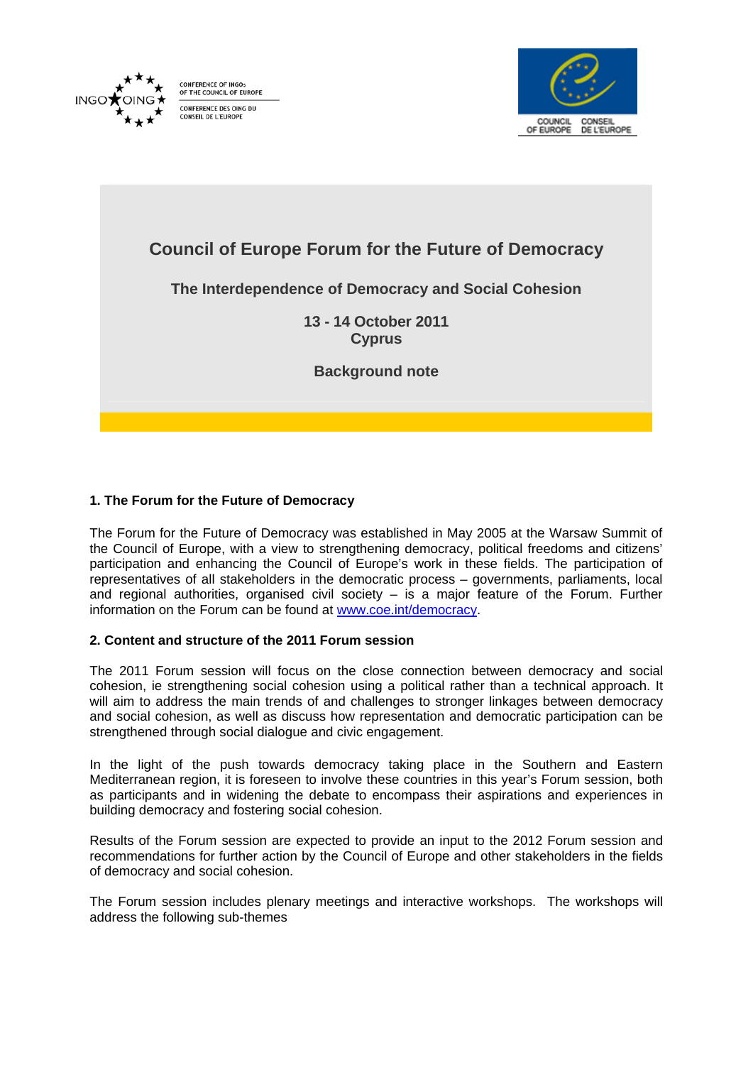CONFERENCE OF INGOs OF THE COUNCIL OF EUROPE

CONFERENCE DES OING DU CONSEIL DE L'EUROPE

COUNCIL OF EUROPE CONSEIL DE L'EUROPE

# Council of Europe Forum for the Future of Democracy

## The Interdependence of Democracy and Social Cohesion

**13 - 14 October 2011**
**Cyprus**

**Background note**

### 1. The Forum for the Future of Democracy

The Forum for the Future of Democracy was established in May 2005 at the Warsaw Summit of the Council of Europe, with a view to strengthening democracy, political freedoms and citizens' participation and enhancing the Council of Europe's work in these fields. The participation of representatives of all stakeholders in the democratic process – governments, parliaments, local and regional authorities, organised civil society – is a major feature of the Forum. Further information on the Forum can be found at [www.coe.int/democracy](www.coe.int/democracy).

### 2. Content and structure of the 2011 Forum session

The 2011 Forum session will focus on the close connection between democracy and social cohesion, ie strengthening social cohesion using a political rather than a technical approach. It will aim to address the main trends of and challenges to stronger linkages between democracy and social cohesion, as well as discuss how representation and democratic participation can be strengthened through social dialogue and civic engagement.

In the light of the push towards democracy taking place in the Southern and Eastern Mediterranean region, it is foreseen to involve these countries in this year's Forum session, both as participants and in widening the debate to encompass their aspirations and experiences in building democracy and fostering social cohesion.

Results of the Forum session are expected to provide an input to the 2012 Forum session and recommendations for further action by the Council of Europe and other stakeholders in the fields of democracy and social cohesion.

The Forum session includes plenary meetings and interactive workshops. The workshops will address the following sub-themes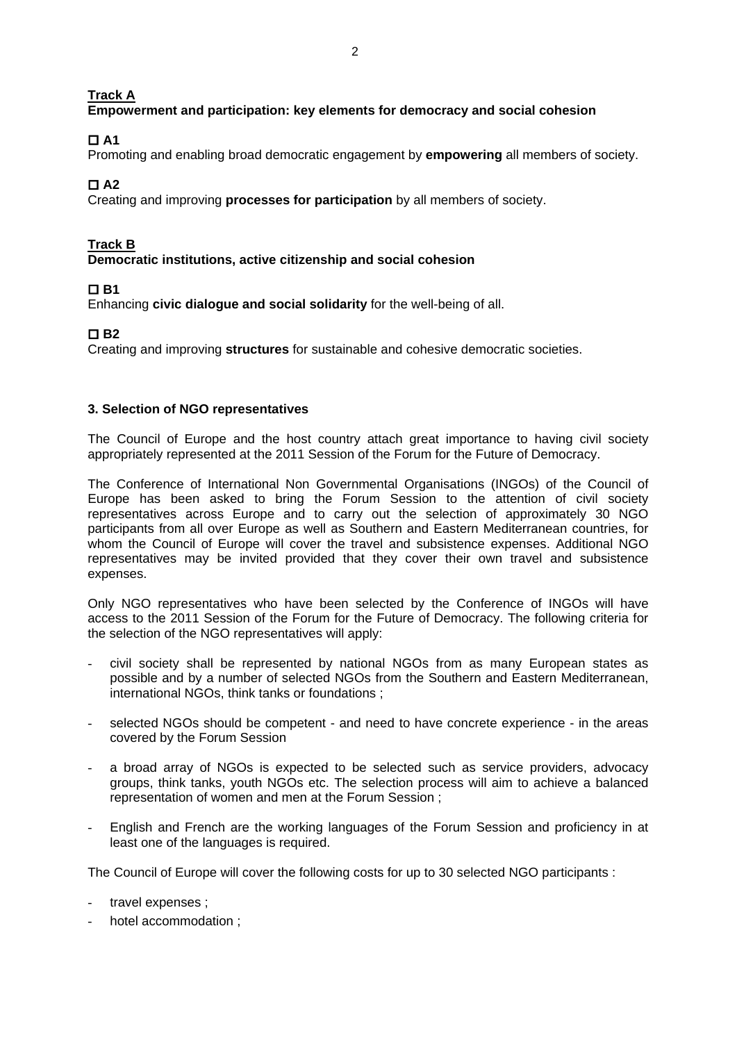**Track A**

**Empowerment and participation: key elements for democracy and social cohesion**

☐ **A1**

Promoting and enabling broad democratic engagement by **empowering** all members of society.

☐ **A2**

Creating and improving **processes for participation** by all members of society.

**Track B**

**Democratic institutions, active citizenship and social cohesion**

☐ **B1**

Enhancing **civic dialogue and social solidarity** for the well-being of all.

☐ **B2**

Creating and improving **structures** for sustainable and cohesive democratic societies.

### 3. Selection of NGO representatives

The Council of Europe and the host country attach great importance to having civil society appropriately represented at the 2011 Session of the Forum for the Future of Democracy.

The Conference of International Non Governmental Organisations (INGOs) of the Council of Europe has been asked to bring the Forum Session to the attention of civil society representatives across Europe and to carry out the selection of approximately 30 NGO participants from all over Europe as well as Southern and Eastern Mediterranean countries, for whom the Council of Europe will cover the travel and subsistence expenses. Additional NGO representatives may be invited provided that they cover their own travel and subsistence expenses.

Only NGO representatives who have been selected by the Conference of INGOs will have access to the 2011 Session of the Forum for the Future of Democracy. The following criteria for the selection of the NGO representatives will apply:

- civil society shall be represented by national NGOs from as many European states as possible and by a number of selected NGOs from the Southern and Eastern Mediterranean, international NGOs, think tanks or foundations ;
- selected NGOs should be competent - and need to have concrete experience - in the areas covered by the Forum Session
- a broad array of NGOs is expected to be selected such as service providers, advocacy groups, think tanks, youth NGOs etc. The selection process will aim to achieve a balanced representation of women and men at the Forum Session ;
- English and French are the working languages of the Forum Session and proficiency in at least one of the languages is required.

The Council of Europe will cover the following costs for up to 30 selected NGO participants :

- travel expenses ;
- hotel accommodation ;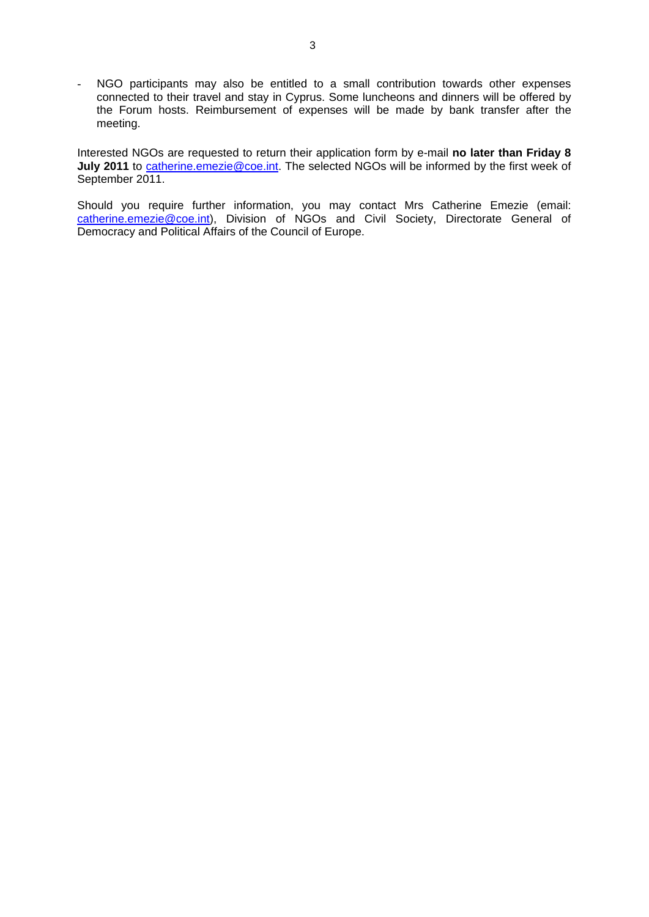- NGO participants may also be entitled to a small contribution towards other expenses connected to their travel and stay in Cyprus. Some luncheons and dinners will be offered by the Forum hosts. Reimbursement of expenses will be made by bank transfer after the meeting.

Interested NGOs are requested to return their application form by e-mail **no later than Friday 8 July 2011** to catherine.emezie@coe.int. The selected NGOs will be informed by the first week of September 2011.

Should you require further information, you may contact Mrs Catherine Emezie (email: catherine.emezie@coe.int), Division of NGOs and Civil Society, Directorate General of Democracy and Political Affairs of the Council of Europe.